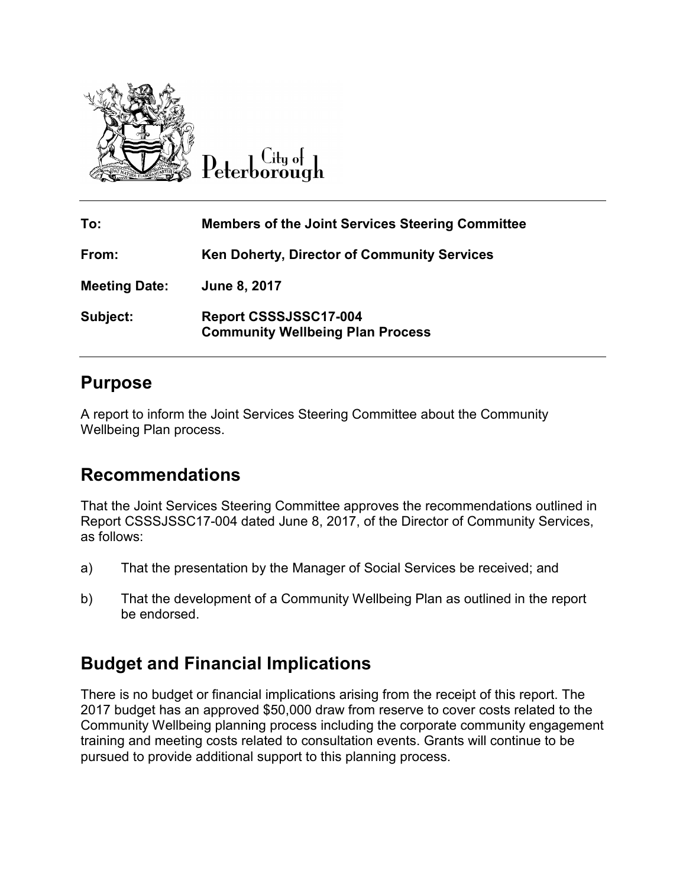City of Peterborough

| | |
|---|---|
| **To:** | **Members of the Joint Services Steering Committee** |
| **From:** | **Ken Doherty, Director of Community Services** |
| **Meeting Date:** | **June 8, 2017** |
| **Subject:** | **Report CSSSJSSC17-004 Community Wellbeing Plan Process** |

## Purpose

A report to inform the Joint Services Steering Committee about the Community Wellbeing Plan process.

## Recommendations

That the Joint Services Steering Committee approves the recommendations outlined in Report CSSSJSSC17-004 dated June 8, 2017, of the Director of Community Services, as follows:

a) That the presentation by the Manager of Social Services be received; and

b) That the development of a Community Wellbeing Plan as outlined in the report be endorsed.

## Budget and Financial Implications

There is no budget or financial implications arising from the receipt of this report. The 2017 budget has an approved $50,000 draw from reserve to cover costs related to the Community Wellbeing planning process including the corporate community engagement training and meeting costs related to consultation events. Grants will continue to be pursued to provide additional support to this planning process.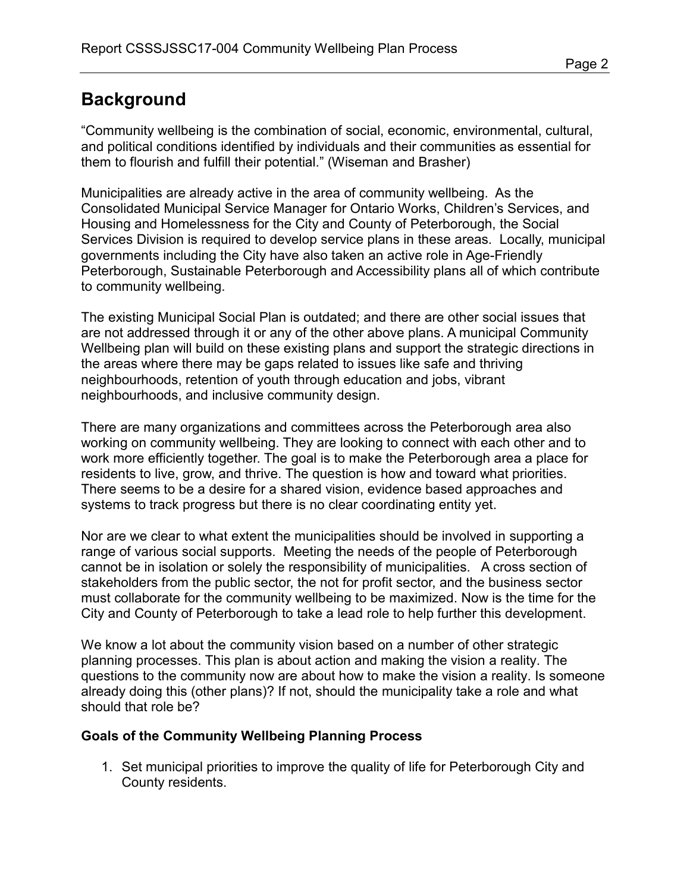## Background

"Community wellbeing is the combination of social, economic, environmental, cultural, and political conditions identified by individuals and their communities as essential for them to flourish and fulfill their potential." (Wiseman and Brasher)

Municipalities are already active in the area of community wellbeing. As the Consolidated Municipal Service Manager for Ontario Works, Children's Services, and Housing and Homelessness for the City and County of Peterborough, the Social Services Division is required to develop service plans in these areas. Locally, municipal governments including the City have also taken an active role in Age-Friendly Peterborough, Sustainable Peterborough and Accessibility plans all of which contribute to community wellbeing.

The existing Municipal Social Plan is outdated; and there are other social issues that are not addressed through it or any of the other above plans. A municipal Community Wellbeing plan will build on these existing plans and support the strategic directions in the areas where there may be gaps related to issues like safe and thriving neighbourhoods, retention of youth through education and jobs, vibrant neighbourhoods, and inclusive community design.

There are many organizations and committees across the Peterborough area also working on community wellbeing. They are looking to connect with each other and to work more efficiently together. The goal is to make the Peterborough area a place for residents to live, grow, and thrive. The question is how and toward what priorities. There seems to be a desire for a shared vision, evidence based approaches and systems to track progress but there is no clear coordinating entity yet.

Nor are we clear to what extent the municipalities should be involved in supporting a range of various social supports. Meeting the needs of the people of Peterborough cannot be in isolation or solely the responsibility of municipalities. A cross section of stakeholders from the public sector, the not for profit sector, and the business sector must collaborate for the community wellbeing to be maximized. Now is the time for the City and County of Peterborough to take a lead role to help further this development.

We know a lot about the community vision based on a number of other strategic planning processes. This plan is about action and making the vision a reality. The questions to the community now are about how to make the vision a reality. Is someone already doing this (other plans)? If not, should the municipality take a role and what should that role be?

**Goals of the Community Wellbeing Planning Process**

1. Set municipal priorities to improve the quality of life for Peterborough City and County residents.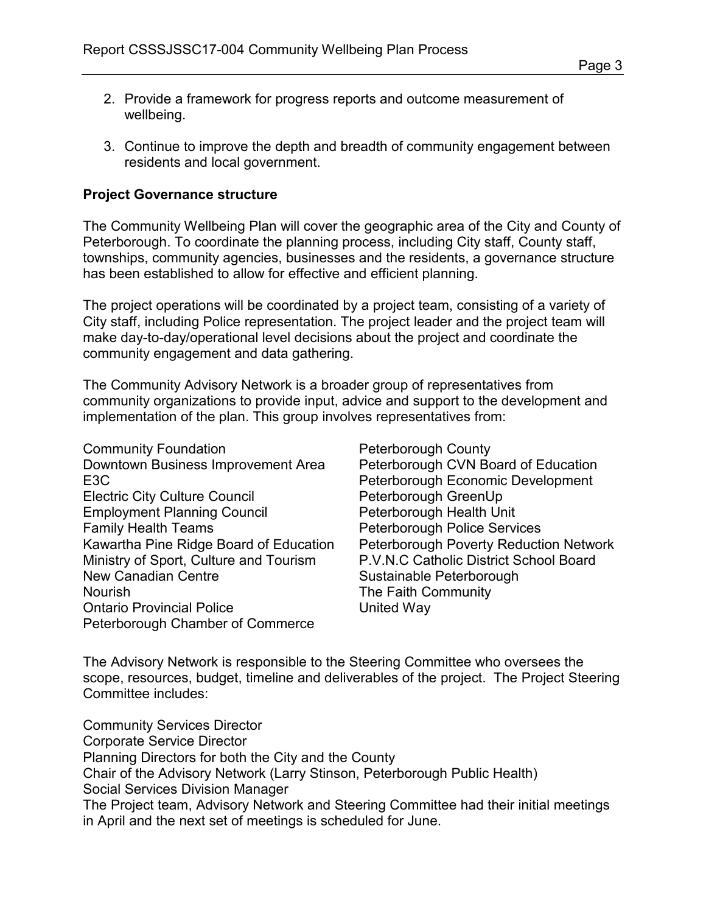2. Provide a framework for progress reports and outcome measurement of wellbeing.

3. Continue to improve the depth and breadth of community engagement between residents and local government.

**Project Governance structure**

The Community Wellbeing Plan will cover the geographic area of the City and County of Peterborough. To coordinate the planning process, including City staff, County staff, townships, community agencies, businesses and the residents, a governance structure has been established to allow for effective and efficient planning.

The project operations will be coordinated by a project team, consisting of a variety of City staff, including Police representation. The project leader and the project team will make day-to-day/operational level decisions about the project and coordinate the community engagement and data gathering.

The Community Advisory Network is a broader group of representatives from community organizations to provide input, advice and support to the development and implementation of the plan. This group involves representatives from:

Community Foundation
Downtown Business Improvement Area
E3C
Electric City Culture Council
Employment Planning Council
Family Health Teams
Kawartha Pine Ridge Board of Education
Ministry of Sport, Culture and Tourism
New Canadian Centre
Nourish
Ontario Provincial Police
Peterborough Chamber of Commerce
Peterborough County
Peterborough CVN Board of Education
Peterborough Economic Development
Peterborough GreenUp
Peterborough Health Unit
Peterborough Police Services
Peterborough Poverty Reduction Network
P.V.N.C Catholic District School Board
Sustainable Peterborough
The Faith Community
United Way

The Advisory Network is responsible to the Steering Committee who oversees the scope, resources, budget, timeline and deliverables of the project. The Project Steering Committee includes:

Community Services Director
Corporate Service Director
Planning Directors for both the City and the County
Chair of the Advisory Network (Larry Stinson, Peterborough Public Health)
Social Services Division Manager
The Project team, Advisory Network and Steering Committee had their initial meetings in April and the next set of meetings is scheduled for June.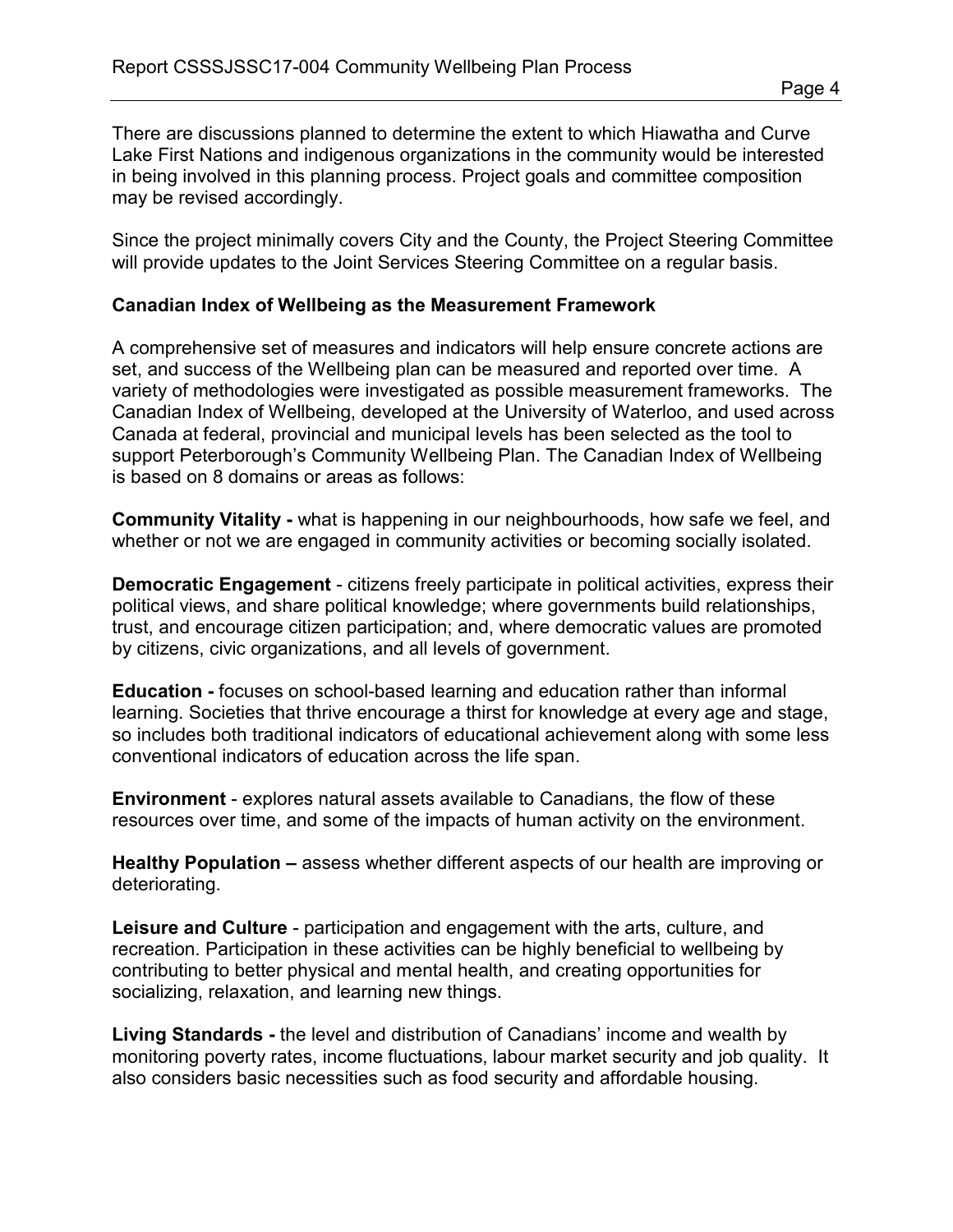There are discussions planned to determine the extent to which Hiawatha and Curve Lake First Nations and indigenous organizations in the community would be interested in being involved in this planning process. Project goals and committee composition may be revised accordingly.

Since the project minimally covers City and the County, the Project Steering Committee will provide updates to the Joint Services Steering Committee on a regular basis.

**Canadian Index of Wellbeing as the Measurement Framework**

A comprehensive set of measures and indicators will help ensure concrete actions are set, and success of the Wellbeing plan can be measured and reported over time. A variety of methodologies were investigated as possible measurement frameworks. The Canadian Index of Wellbeing, developed at the University of Waterloo, and used across Canada at federal, provincial and municipal levels has been selected as the tool to support Peterborough's Community Wellbeing Plan. The Canadian Index of Wellbeing is based on 8 domains or areas as follows:

**Community Vitality -** what is happening in our neighbourhoods, how safe we feel, and whether or not we are engaged in community activities or becoming socially isolated.

**Democratic Engagement** - citizens freely participate in political activities, express their political views, and share political knowledge; where governments build relationships, trust, and encourage citizen participation; and, where democratic values are promoted by citizens, civic organizations, and all levels of government.

**Education -** focuses on school-based learning and education rather than informal learning. Societies that thrive encourage a thirst for knowledge at every age and stage, so includes both traditional indicators of educational achievement along with some less conventional indicators of education across the life span.

**Environment** - explores natural assets available to Canadians, the flow of these resources over time, and some of the impacts of human activity on the environment.

**Healthy Population –** assess whether different aspects of our health are improving or deteriorating.

**Leisure and Culture** - participation and engagement with the arts, culture, and recreation. Participation in these activities can be highly beneficial to wellbeing by contributing to better physical and mental health, and creating opportunities for socializing, relaxation, and learning new things.

**Living Standards -** the level and distribution of Canadians' income and wealth by monitoring poverty rates, income fluctuations, labour market security and job quality. It also considers basic necessities such as food security and affordable housing.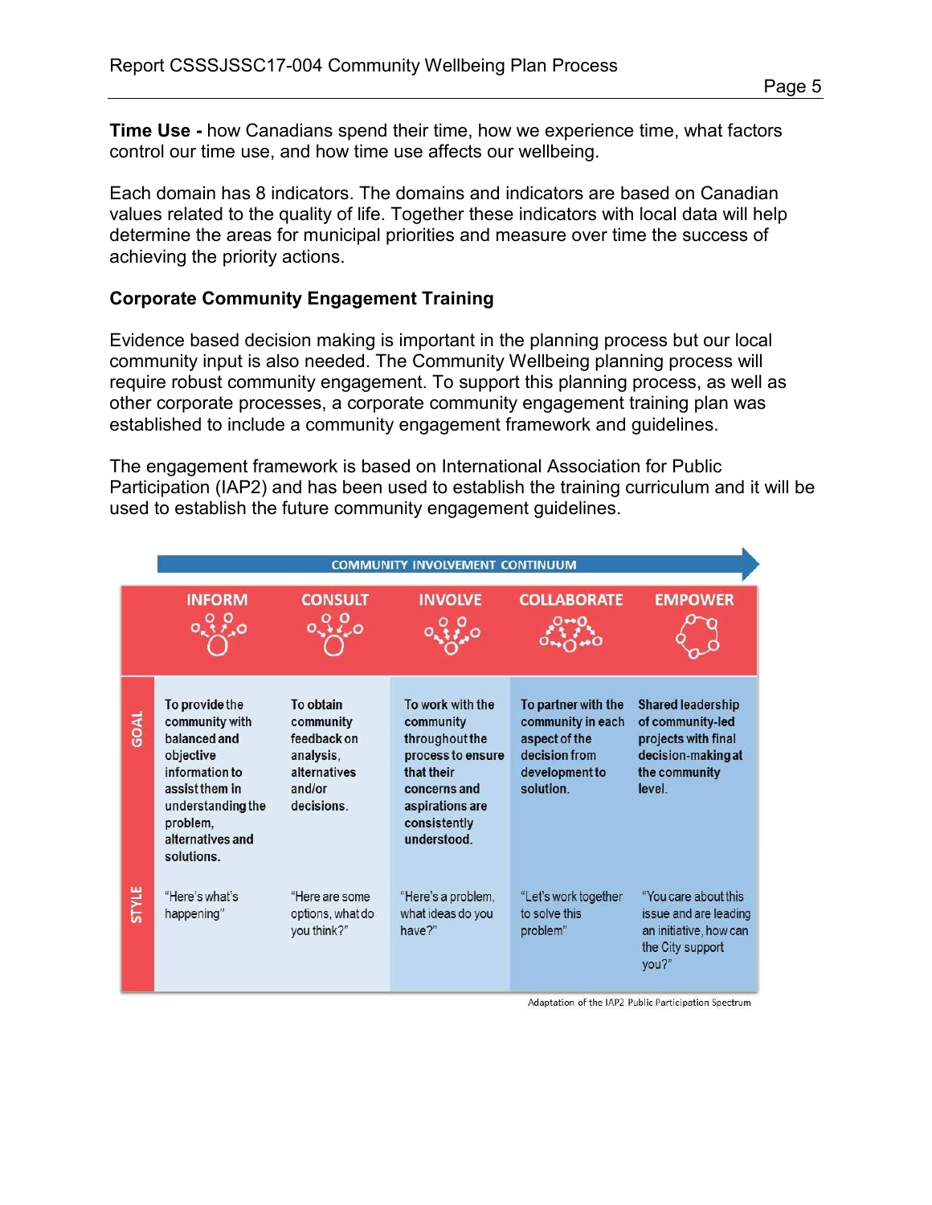**Time Use -** how Canadians spend their time, how we experience time, what factors control our time use, and how time use affects our wellbeing.

Each domain has 8 indicators. The domains and indicators are based on Canadian values related to the quality of life. Together these indicators with local data will help determine the areas for municipal priorities and measure over time the success of achieving the priority actions.

### Corporate Community Engagement Training

Evidence based decision making is important in the planning process but our local community input is also needed. The Community Wellbeing planning process will require robust community engagement. To support this planning process, as well as other corporate processes, a corporate community engagement training plan was established to include a community engagement framework and guidelines.

The engagement framework is based on International Association for Public Participation (IAP2) and has been used to establish the training curriculum and it will be used to establish the future community engagement guidelines.

**COMMUNITY INVOLVEMENT CONTINUUM**

| | INFORM | CONSULT | INVOLVE | COLLABORATE | EMPOWER |
|---|---|---|---|---|---|
| GOAL | To provide the community with balanced and objective information to assist them in understanding the problem, alternatives and solutions. | To obtain community feedback on analysis, alternatives and/or decisions. | To work with the community throughout the process to ensure that their concerns and aspirations are consistently understood. | To partner with the community in each aspect of the decision from development to solution. | Shared leadership of community-led projects with final decision-making at the community level. |
| STYLE | "Here's what's happening" | "Here are some options, what do you think?" | "Here's a problem, what ideas do you have?" | "Let's work together to solve this problem" | "You care about this issue and are leading an initiative, how can the City support you?" |

Adaptation of the IAP2 Public Participation Spectrum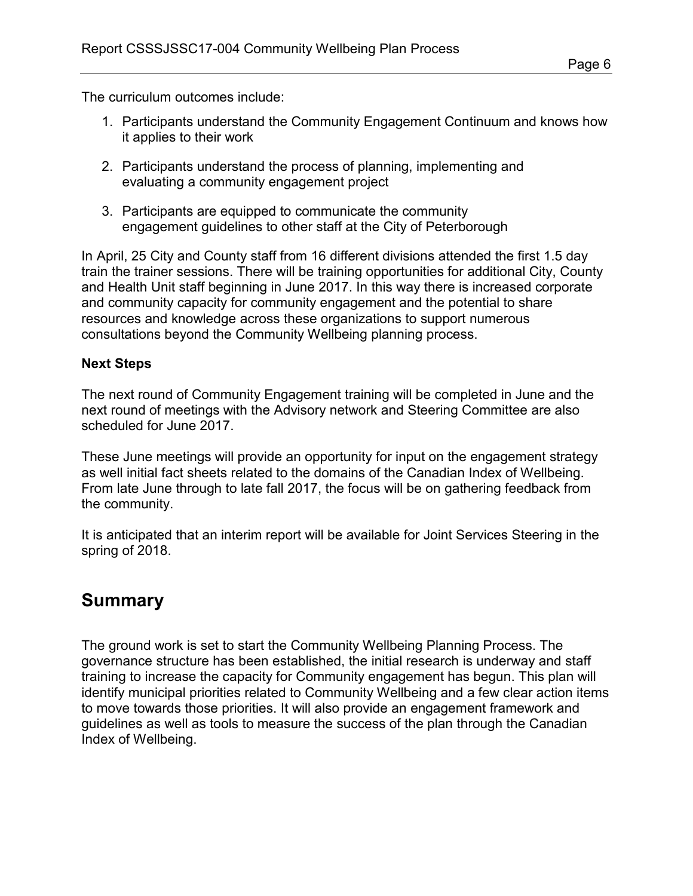The curriculum outcomes include:

1. Participants understand the Community Engagement Continuum and knows how it applies to their work
2. Participants understand the process of planning, implementing and evaluating a community engagement project
3. Participants are equipped to communicate the community engagement guidelines to other staff at the City of Peterborough

In April, 25 City and County staff from 16 different divisions attended the first 1.5 day train the trainer sessions. There will be training opportunities for additional City, County and Health Unit staff beginning in June 2017. In this way there is increased corporate and community capacity for community engagement and the potential to share resources and knowledge across these organizations to support numerous consultations beyond the Community Wellbeing planning process.

**Next Steps**

The next round of Community Engagement training will be completed in June and the next round of meetings with the Advisory network and Steering Committee are also scheduled for June 2017.

These June meetings will provide an opportunity for input on the engagement strategy as well initial fact sheets related to the domains of the Canadian Index of Wellbeing. From late June through to late fall 2017, the focus will be on gathering feedback from the community.

It is anticipated that an interim report will be available for Joint Services Steering in the spring of 2018.

## Summary

The ground work is set to start the Community Wellbeing Planning Process. The governance structure has been established, the initial research is underway and staff training to increase the capacity for Community engagement has begun. This plan will identify municipal priorities related to Community Wellbeing and a few clear action items to move towards those priorities. It will also provide an engagement framework and guidelines as well as tools to measure the success of the plan through the Canadian Index of Wellbeing.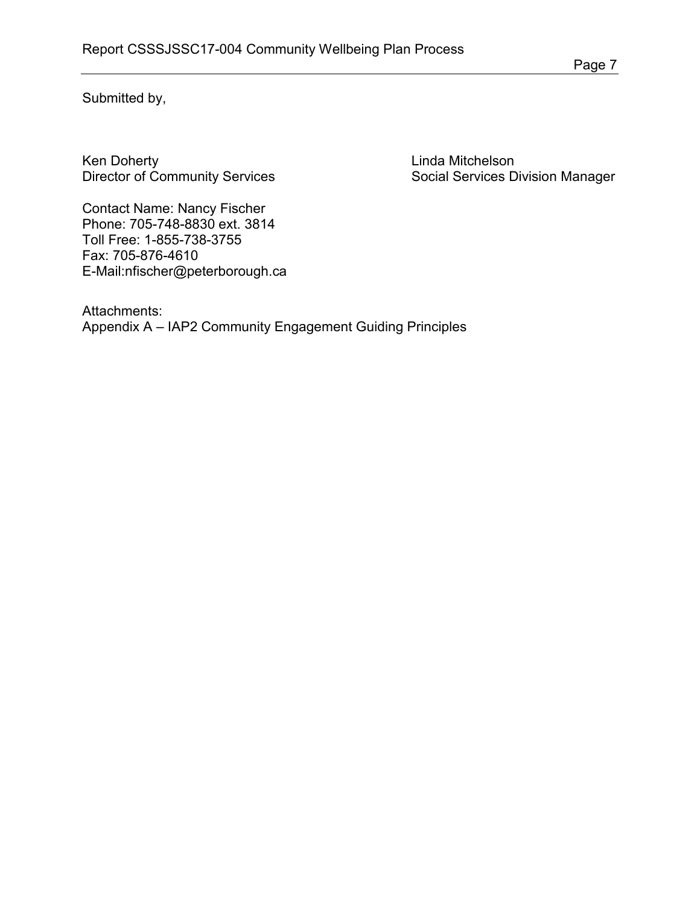Submitted by,

Ken Doherty
Director of Community Services

Linda Mitchelson
Social Services Division Manager

Contact Name: Nancy Fischer
Phone: 705-748-8830 ext. 3814
Toll Free: 1-855-738-3755
Fax: 705-876-4610
E-Mail:nfischer@peterborough.ca

Attachments:
Appendix A – IAP2 Community Engagement Guiding Principles